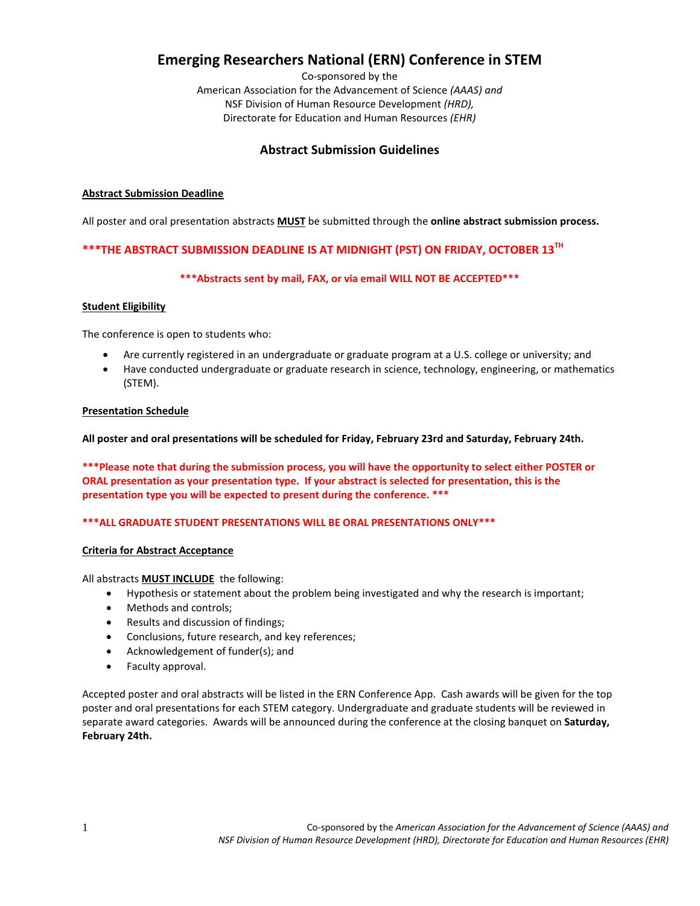# Emerging Researchers National (ERN) Conference in STEM

Co-sponsored by the
American Association for the Advancement of Science *(AAAS) and*
NSF Division of Human Resource Development *(HRD),*
Directorate for Education and Human Resources *(EHR)*

## Abstract Submission Guidelines

### Abstract Submission Deadline

All poster and oral presentation abstracts **MUST** be submitted through the **online abstract submission process.**

**\*\*\*THE ABSTRACT SUBMISSION DEADLINE IS AT MIDNIGHT (PST) ON FRIDAY, OCTOBER 13TH**

**\*\*\*Abstracts sent by mail, FAX, or via email WILL NOT BE ACCEPTED\*\*\***

### Student Eligibility

The conference is open to students who:

- Are currently registered in an undergraduate or graduate program at a U.S. college or university; and
- Have conducted undergraduate or graduate research in science, technology, engineering, or mathematics (STEM).

### Presentation Schedule

**All poster and oral presentations will be scheduled for Friday, February 23rd and Saturday, February 24th.**

**\*\*\*Please note that during the submission process, you will have the opportunity to select either POSTER or ORAL presentation as your presentation type. If your abstract is selected for presentation, this is the presentation type you will be expected to present during the conference. \*\*\***

**\*\*\*ALL GRADUATE STUDENT PRESENTATIONS WILL BE ORAL PRESENTATIONS ONLY\*\*\***

### Criteria for Abstract Acceptance

All abstracts **MUST INCLUDE** the following:

- Hypothesis or statement about the problem being investigated and why the research is important;
- Methods and controls;
- Results and discussion of findings;
- Conclusions, future research, and key references;
- Acknowledgement of funder(s); and
- Faculty approval.

Accepted poster and oral abstracts will be listed in the ERN Conference App. Cash awards will be given for the top poster and oral presentations for each STEM category. Undergraduate and graduate students will be reviewed in separate award categories. Awards will be announced during the conference at the closing banquet on **Saturday, February 24th.**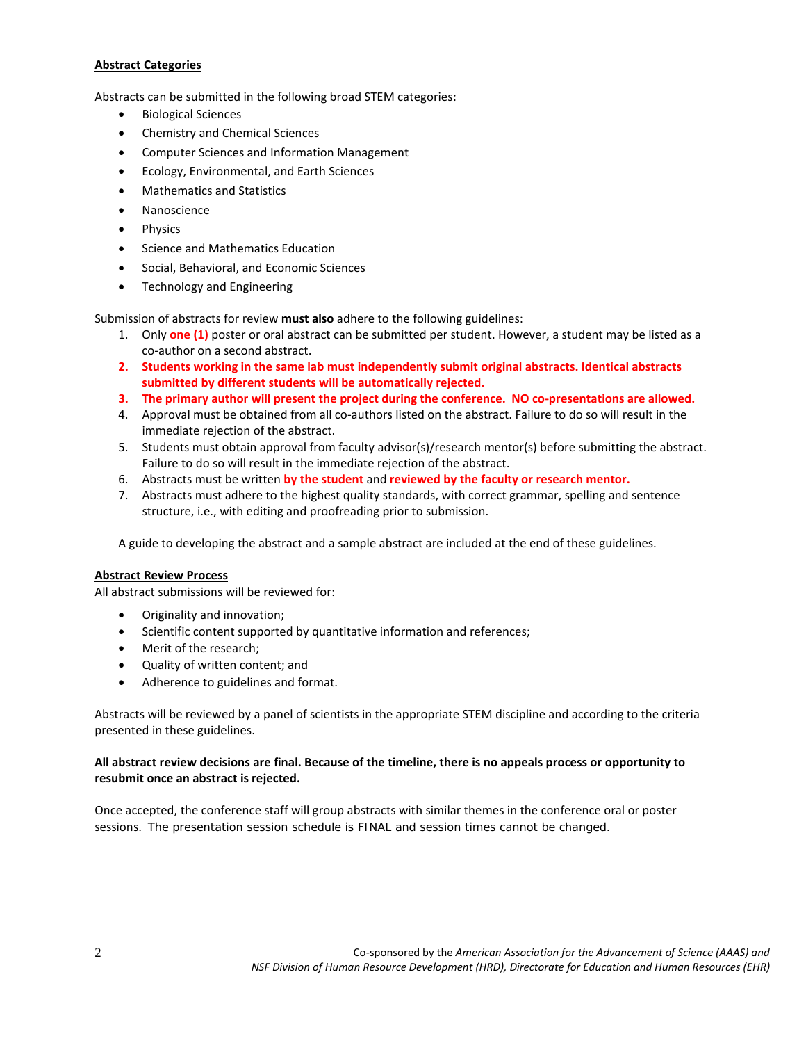## Abstract Categories

Abstracts can be submitted in the following broad STEM categories:

- Biological Sciences
- Chemistry and Chemical Sciences
- Computer Sciences and Information Management
- Ecology, Environmental, and Earth Sciences
- Mathematics and Statistics
- Nanoscience
- Physics
- Science and Mathematics Education
- Social, Behavioral, and Economic Sciences
- Technology and Engineering

Submission of abstracts for review **must also** adhere to the following guidelines:

1. Only **one (1)** poster or oral abstract can be submitted per student. However, a student may be listed as a co-author on a second abstract.
2. **Students working in the same lab must independently submit original abstracts. Identical abstracts submitted by different students will be automatically rejected.**
3. **The primary author will present the project during the conference. NO co-presentations are allowed.**
4. Approval must be obtained from all co-authors listed on the abstract. Failure to do so will result in the immediate rejection of the abstract.
5. Students must obtain approval from faculty advisor(s)/research mentor(s) before submitting the abstract. Failure to do so will result in the immediate rejection of the abstract.
6. Abstracts must be written **by the student** and **reviewed by the faculty or research mentor.**
7. Abstracts must adhere to the highest quality standards, with correct grammar, spelling and sentence structure, i.e., with editing and proofreading prior to submission.

A guide to developing the abstract and a sample abstract are included at the end of these guidelines.

## Abstract Review Process

All abstract submissions will be reviewed for:

- Originality and innovation;
- Scientific content supported by quantitative information and references;
- Merit of the research;
- Quality of written content; and
- Adherence to guidelines and format.

Abstracts will be reviewed by a panel of scientists in the appropriate STEM discipline and according to the criteria presented in these guidelines.

**All abstract review decisions are final. Because of the timeline, there is no appeals process or opportunity to resubmit once an abstract is rejected.**

Once accepted, the conference staff will group abstracts with similar themes in the conference oral or poster sessions. The presentation session schedule is FINAL and session times cannot be changed.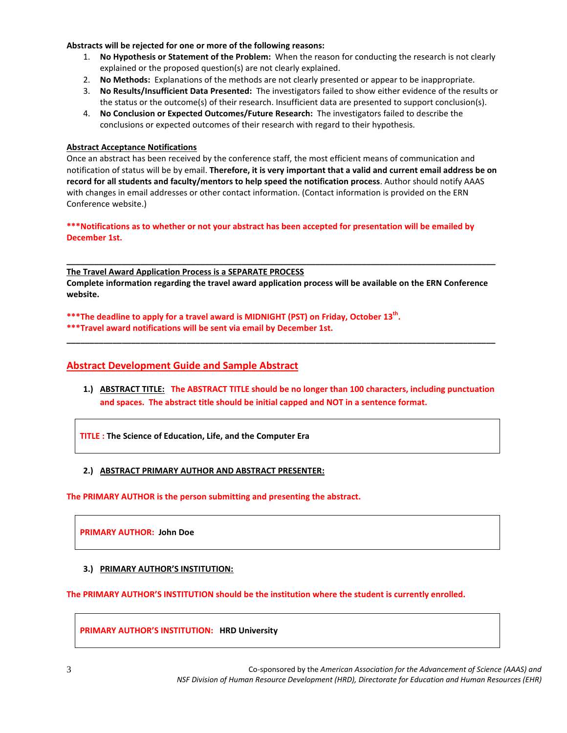**Abstracts will be rejected for one or more of the following reasons:**

1. **No Hypothesis or Statement of the Problem:** When the reason for conducting the research is not clearly explained or the proposed question(s) are not clearly explained.
2. **No Methods:** Explanations of the methods are not clearly presented or appear to be inappropriate.
3. **No Results/Insufficient Data Presented:** The investigators failed to show either evidence of the results or the status or the outcome(s) of their research. Insufficient data are presented to support conclusion(s).
4. **No Conclusion or Expected Outcomes/Future Research:** The investigators failed to describe the conclusions or expected outcomes of their research with regard to their hypothesis.

**Abstract Acceptance Notifications**

Once an abstract has been received by the conference staff, the most efficient means of communication and notification of status will be by email. **Therefore, it is very important that a valid and current email address be on record for all students and faculty/mentors to help speed the notification process**. Author should notify AAAS with changes in email addresses or other contact information. (Contact information is provided on the ERN Conference website.)

**\*\*\*Notifications as to whether or not your abstract has been accepted for presentation will be emailed by December 1st.**

---

**The Travel Award Application Process is a SEPARATE PROCESS**

**Complete information regarding the travel award application process will be available on the ERN Conference website.**

**\*\*\*The deadline to apply for a travel award is MIDNIGHT (PST) on Friday, October 13th.**
**\*\*\*Travel award notifications will be sent via email by December 1st.**

---

## Abstract Development Guide and Sample Abstract

**1.) ABSTRACT TITLE: The ABSTRACT TITLE should be no longer than 100 characters, including punctuation and spaces. The abstract title should be initial capped and NOT in a sentence format.**

> **TITLE : The Science of Education, Life, and the Computer Era**

**2.) ABSTRACT PRIMARY AUTHOR AND ABSTRACT PRESENTER:**

**The PRIMARY AUTHOR is the person submitting and presenting the abstract.**

> **PRIMARY AUTHOR: John Doe**

**3.) PRIMARY AUTHOR'S INSTITUTION:**

**The PRIMARY AUTHOR'S INSTITUTION should be the institution where the student is currently enrolled.**

> **PRIMARY AUTHOR'S INSTITUTION: HRD University**

Co-sponsored by the *American Association for the Advancement of Science (AAAS) and NSF Division of Human Resource Development (HRD), Directorate for Education and Human Resources (EHR)*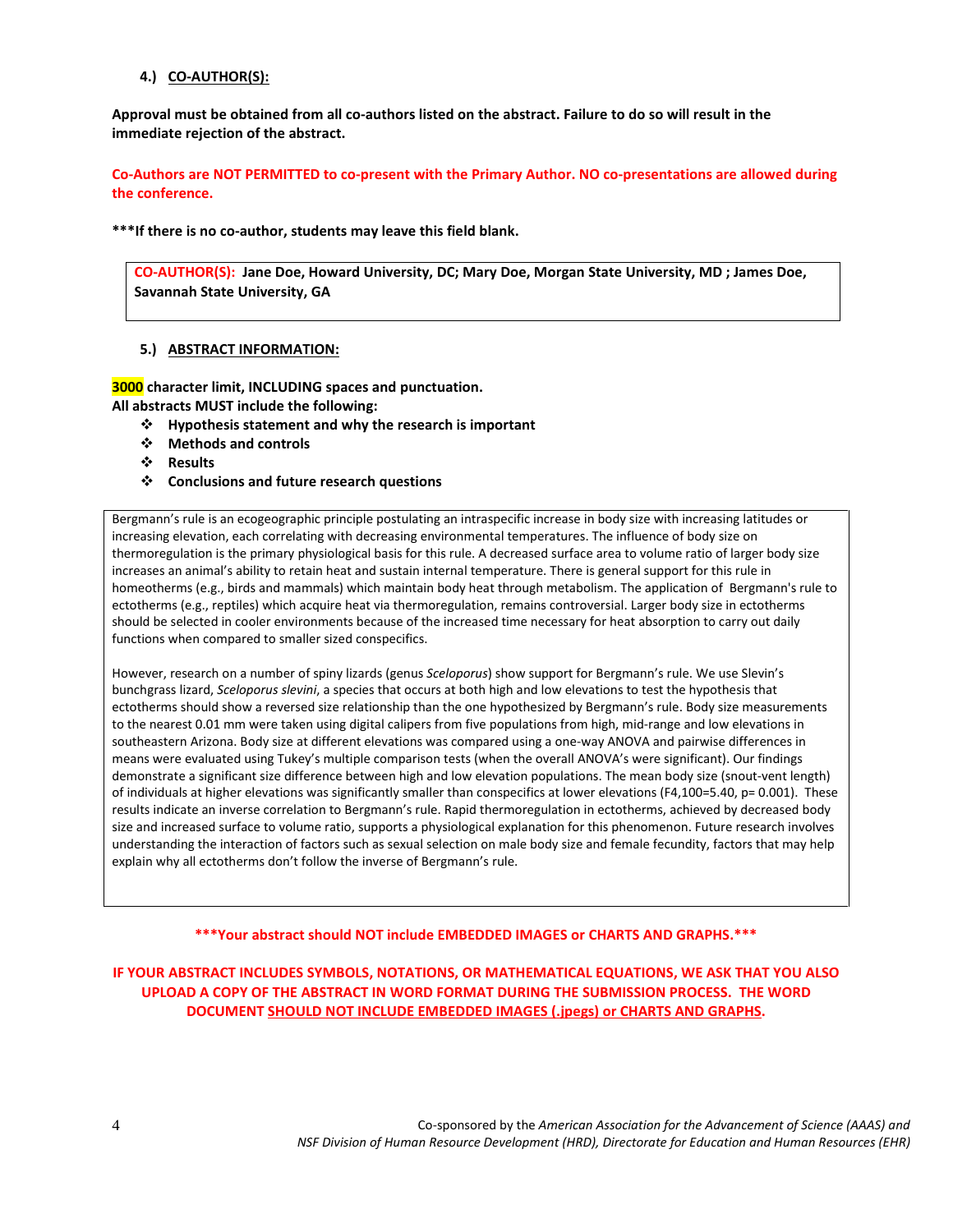4.) **CO-AUTHOR(S):**

**Approval must be obtained from all co-authors listed on the abstract. Failure to do so will result in the immediate rejection of the abstract.**

**Co-Authors are NOT PERMITTED to co-present with the Primary Author. NO co-presentations are allowed during the conference.**

**\*\*\*If there is no co-author, students may leave this field blank.**

**CO-AUTHOR(S): Jane Doe, Howard University, DC; Mary Doe, Morgan State University, MD ; James Doe, Savannah State University, GA**

5.) **ABSTRACT INFORMATION:**

**3000 character limit, INCLUDING spaces and punctuation.**
**All abstracts MUST include the following:**

- **Hypothesis statement and why the research is important**
- **Methods and controls**
- **Results**
- **Conclusions and future research questions**

Bergmann's rule is an ecogeographic principle postulating an intraspecific increase in body size with increasing latitudes or increasing elevation, each correlating with decreasing environmental temperatures. The influence of body size on thermoregulation is the primary physiological basis for this rule. A decreased surface area to volume ratio of larger body size increases an animal's ability to retain heat and sustain internal temperature. There is general support for this rule in homeotherms (e.g., birds and mammals) which maintain body heat through metabolism. The application of Bergmann's rule to ectotherms (e.g., reptiles) which acquire heat via thermoregulation, remains controversial. Larger body size in ectotherms should be selected in cooler environments because of the increased time necessary for heat absorption to carry out daily functions when compared to smaller sized conspecifics.

However, research on a number of spiny lizards (genus *Sceloporus*) show support for Bergmann's rule. We use Slevin's bunchgrass lizard, *Sceloporus slevini*, a species that occurs at both high and low elevations to test the hypothesis that ectotherms should show a reversed size relationship than the one hypothesized by Bergmann's rule. Body size measurements to the nearest 0.01 mm were taken using digital calipers from five populations from high, mid-range and low elevations in southeastern Arizona. Body size at different elevations was compared using a one-way ANOVA and pairwise differences in means were evaluated using Tukey's multiple comparison tests (when the overall ANOVA's were significant). Our findings demonstrate a significant size difference between high and low elevation populations. The mean body size (snout-vent length) of individuals at higher elevations was significantly smaller than conspecifics at lower elevations ($F_{4,100}=5.40$, $p= 0.001$). These results indicate an inverse correlation to Bergmann's rule. Rapid thermoregulation in ectotherms, achieved by decreased body size and increased surface to volume ratio, supports a physiological explanation for this phenomenon. Future research involves understanding the interaction of factors such as sexual selection on male body size and female fecundity, factors that may help explain why all ectotherms don't follow the inverse of Bergmann's rule.

**\*\*\*Your abstract should NOT include EMBEDDED IMAGES or CHARTS AND GRAPHS.\*\*\***

**IF YOUR ABSTRACT INCLUDES SYMBOLS, NOTATIONS, OR MATHEMATICAL EQUATIONS, WE ASK THAT YOU ALSO UPLOAD A COPY OF THE ABSTRACT IN WORD FORMAT DURING THE SUBMISSION PROCESS. THE WORD DOCUMENT SHOULD NOT INCLUDE EMBEDDED IMAGES (.jpegs) or CHARTS AND GRAPHS.**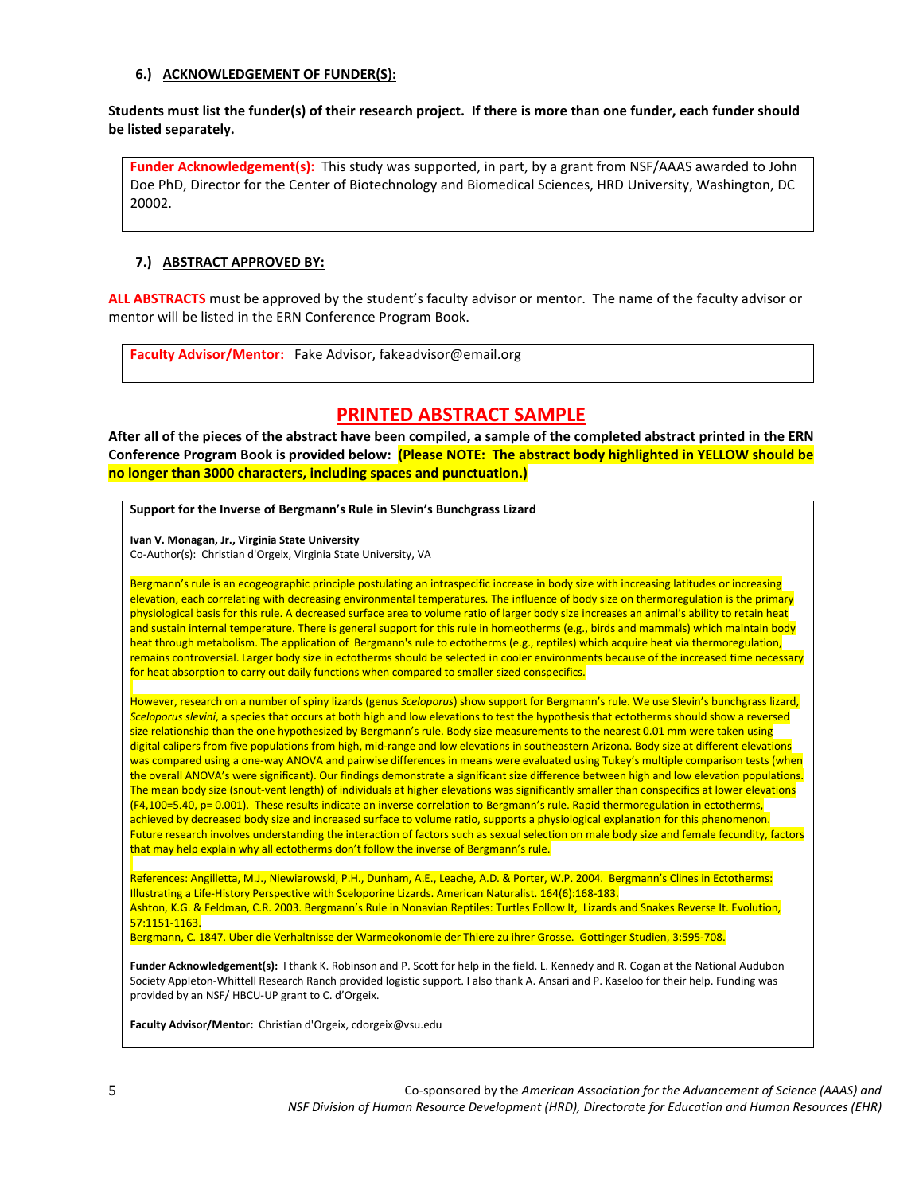### 6.) ACKNOWLEDGEMENT OF FUNDER(S):

**Students must list the funder(s) of their research project. If there is more than one funder, each funder should be listed separately.**

**Funder Acknowledgement(s):** This study was supported, in part, by a grant from NSF/AAAS awarded to John Doe PhD, Director for the Center of Biotechnology and Biomedical Sciences, HRD University, Washington, DC 20002.

### 7.) ABSTRACT APPROVED BY:

**ALL ABSTRACTS** must be approved by the student's faculty advisor or mentor. The name of the faculty advisor or mentor will be listed in the ERN Conference Program Book.

**Faculty Advisor/Mentor:** Fake Advisor, fakeadvisor@email.org

## PRINTED ABSTRACT SAMPLE

**After all of the pieces of the abstract have been compiled, a sample of the completed abstract printed in the ERN Conference Program Book is provided below: (Please NOTE: The abstract body highlighted in YELLOW should be no longer than 3000 characters, including spaces and punctuation.)**

**Support for the Inverse of Bergmann's Rule in Slevin's Bunchgrass Lizard**

**Ivan V. Monagan, Jr., Virginia State University**
Co-Author(s): Christian d'Orgeix, Virginia State University, VA

Bergmann's rule is an ecogeographic principle postulating an intraspecific increase in body size with increasing latitudes or increasing elevation, each correlating with decreasing environmental temperatures. The influence of body size on thermoregulation is the primary physiological basis for this rule. A decreased surface area to volume ratio of larger body size increases an animal's ability to retain heat and sustain internal temperature. There is general support for this rule in homeotherms (e.g., birds and mammals) which maintain body heat through metabolism. The application of Bergmann's rule to ectotherms (e.g., reptiles) which acquire heat via thermoregulation, remains controversial. Larger body size in ectotherms should be selected in cooler environments because of the increased time necessary for heat absorption to carry out daily functions when compared to smaller sized conspecifics.

However, research on a number of spiny lizards (genus *Sceloporus*) show support for Bergmann's rule. We use Slevin's bunchgrass lizard, *Sceloporus slevini*, a species that occurs at both high and low elevations to test the hypothesis that ectotherms should show a reversed size relationship than the one hypothesized by Bergmann's rule. Body size measurements to the nearest 0.01 mm were taken using digital calipers from five populations from high, mid-range and low elevations in southeastern Arizona. Body size at different elevations was compared using a one-way ANOVA and pairwise differences in means were evaluated using Tukey's multiple comparison tests (when the overall ANOVA's were significant). Our findings demonstrate a significant size difference between high and low elevation populations. The mean body size (snout-vent length) of individuals at higher elevations was significantly smaller than conspecifics at lower elevations ($F_{4,100}$=5.40, p= 0.001). These results indicate an inverse correlation to Bergmann's rule. Rapid thermoregulation in ectotherms, achieved by decreased body size and increased surface to volume ratio, supports a physiological explanation for this phenomenon. Future research involves understanding the interaction of factors such as sexual selection on male body size and female fecundity, factors that may help explain why all ectotherms don't follow the inverse of Bergmann's rule.

References: Angilletta, M.J., Niewiarowski, P.H., Dunham, A.E., Leache, A.D. & Porter, W.P. 2004. Bergmann's Clines in Ectotherms: Illustrating a Life-History Perspective with Sceloporine Lizards. American Naturalist. 164(6):168-183.
Ashton, K.G. & Feldman, C.R. 2003. Bergmann's Rule in Nonavian Reptiles: Turtles Follow It, Lizards and Snakes Reverse It. Evolution, 57:1151-1163.
Bergmann, C. 1847. Uber die Verhaltnisse der Warmeokonomie der Thiere zu ihrer Grosse. Gottinger Studien, 3:595-708.

**Funder Acknowledgement(s):** I thank K. Robinson and P. Scott for help in the field. L. Kennedy and R. Cogan at the National Audubon Society Appleton-Whittell Research Ranch provided logistic support. I also thank A. Ansari and P. Kaseloo for their help. Funding was provided by an NSF/ HBCU-UP grant to C. d'Orgeix.

**Faculty Advisor/Mentor:** Christian d'Orgeix, cdorgeix@vsu.edu